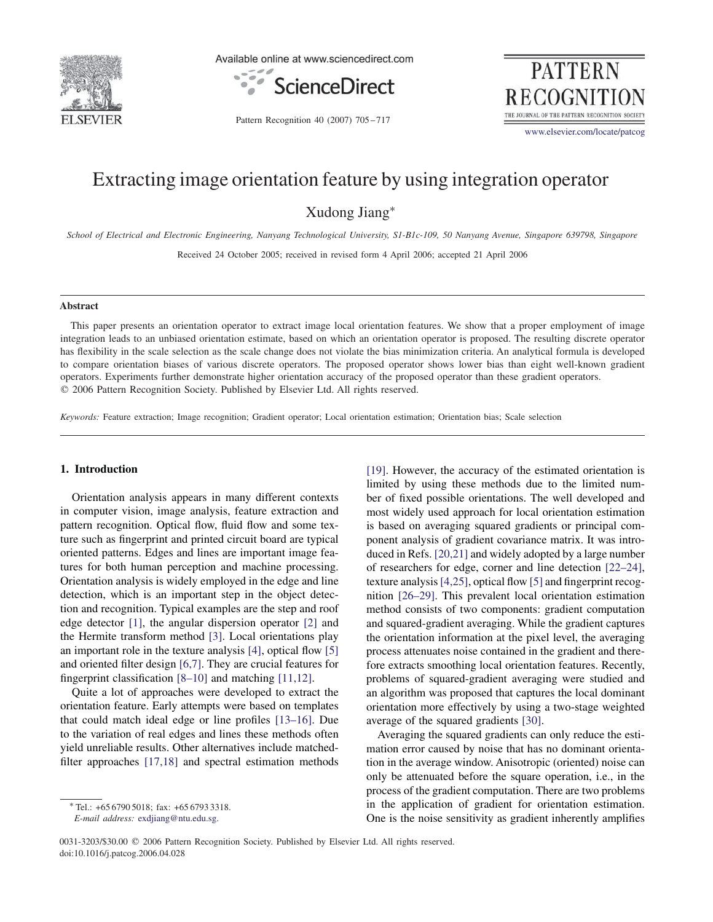# Extracting image orientation feature by using integration operator

Xudong Jiang*

*School of Electrical and Electronic Engineering, Nanyang Technological University, S1-B1c-109, 50 Nanyang Avenue, Singapore 639798, Singapore*

Received 24 October 2005; received in revised form 4 April 2006; accepted 21 April 2006

## Abstract

This paper presents an orientation operator to extract image local orientation features. We show that a proper employment of image integration leads to an unbiased orientation estimate, based on which an orientation operator is proposed. The resulting discrete operator has flexibility in the scale selection as the scale change does not violate the bias minimization criteria. An analytical formula is developed to compare orientation biases of various discrete operators. The proposed operator shows lower bias than eight well-known gradient operators. Experiments further demonstrate higher orientation accuracy of the proposed operator than these gradient operators.
© 2006 Pattern Recognition Society. Published by Elsevier Ltd. All rights reserved.

*Keywords:* Feature extraction; Image recognition; Gradient operator; Local orientation estimation; Orientation bias; Scale selection

## 1. Introduction

Orientation analysis appears in many different contexts in computer vision, image analysis, feature extraction and pattern recognition. Optical flow, fluid flow and some texture such as fingerprint and printed circuit board are typical oriented patterns. Edges and lines are important image features for both human perception and machine processing. Orientation analysis is widely employed in the edge and line detection, which is an important step in the object detection and recognition. Typical examples are the step and roof edge detector [1], the angular dispersion operator [2] and the Hermite transform method [3]. Local orientations play an important role in the texture analysis [4], optical flow [5] and oriented filter design [6,7]. They are crucial features for fingerprint classification [8–10] and matching [11,12].

Quite a lot of approaches were developed to extract the orientation feature. Early attempts were based on templates that could match ideal edge or line profiles [13–16]. Due to the variation of real edges and lines these methods often yield unreliable results. Other alternatives include matched-filter approaches [17,18] and spectral estimation methods [19]. However, the accuracy of the estimated orientation is limited by using these methods due to the limited number of fixed possible orientations. The well developed and most widely used approach for local orientation estimation is based on averaging squared gradients or principal component analysis of gradient covariance matrix. It was introduced in Refs. [20,21] and widely adopted by a large number of researchers for edge, corner and line detection [22–24], texture analysis [4,25], optical flow [5] and fingerprint recognition [26–29]. This prevalent local orientation estimation method consists of two components: gradient computation and squared-gradient averaging. While the gradient captures the orientation information at the pixel level, the averaging process attenuates noise contained in the gradient and therefore extracts smoothing local orientation features. Recently, problems of squared-gradient averaging were studied and an algorithm was proposed that captures the local dominant orientation more effectively by using a two-stage weighted average of the squared gradients [30].

Averaging the squared gradients can only reduce the estimation error caused by noise that has no dominant orientation in the average window. Anisotropic (oriented) noise can only be attenuated before the square operation, i.e., in the process of the gradient computation. There are two problems in the application of gradient for orientation estimation. One is the noise sensitivity as gradient inherently amplifies

* Tel.: +65 6790 5018; fax: +65 6793 3318.
*E-mail address:* exdjiang@ntu.edu.sg.

0031-3203/$30.00 © 2006 Pattern Recognition Society. Published by Elsevier Ltd. All rights reserved.
doi:10.1016/j.patcog.2006.04.028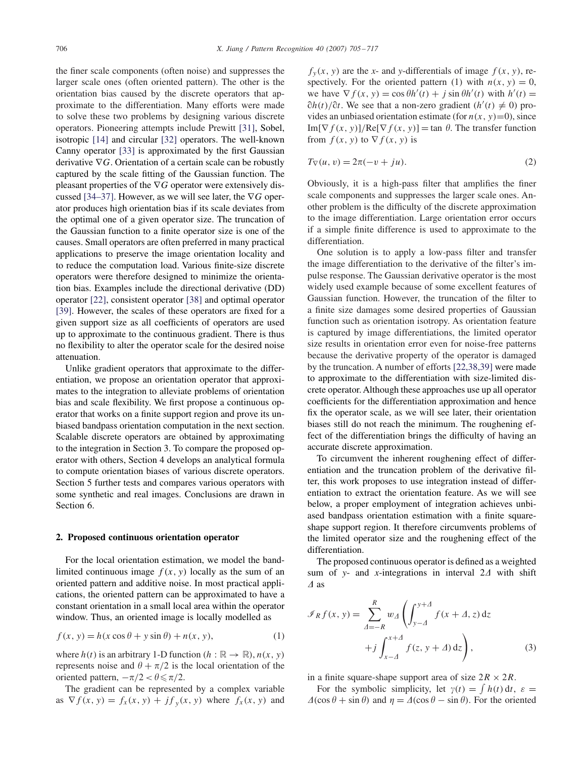the finer scale components (often noise) and suppresses the larger scale ones (often oriented pattern). The other is the orientation bias caused by the discrete operators that approximate to the differentiation. Many efforts were made to solve these two problems by designing various discrete operators. Pioneering attempts include Prewitt [31], Sobel, isotropic [14] and circular [32] operators. The well-known Canny operator [33] is approximated by the first Gaussian derivative $\nabla G$. Orientation of a certain scale can be robustly captured by the scale fitting of the Gaussian function. The pleasant properties of the $\nabla G$ operator were extensively discussed [34–37]. However, as we will see later, the $\nabla G$ operator produces high orientation bias if its scale deviates from the optimal one of a given operator size. The truncation of the Gaussian function to a finite operator size is one of the causes. Small operators are often preferred in many practical applications to preserve the image orientation locality and to reduce the computation load. Various finite-size discrete operators were therefore designed to minimize the orientation bias. Examples include the directional derivative (DD) operator [22], consistent operator [38] and optimal operator [39]. However, the scales of these operators are fixed for a given support size as all coefficients of operators are used up to approximate to the continuous gradient. There is thus no flexibility to alter the operator scale for the desired noise attenuation.

Unlike gradient operators that approximate to the differentiation, we propose an orientation operator that approximates to the integration to alleviate problems of orientation bias and scale flexibility. We first propose a continuous operator that works on a finite support region and prove its unbiased bandpass orientation computation in the next section. Scalable discrete operators are obtained by approximating to the integration in Section 3. To compare the proposed operator with others, Section 4 develops an analytical formula to compute orientation biases of various discrete operators. Section 5 further tests and compares various operators with some synthetic and real images. Conclusions are drawn in Section 6.

## 2. Proposed continuous orientation operator

For the local orientation estimation, we model the band-limited continuous image $f(x, y)$ locally as the sum of an oriented pattern and additive noise. In most practical applications, the oriented pattern can be approximated to have a constant orientation in a small local area within the operator window. Thus, an oriented image is locally modelled as

$$f(x, y) = h(x \cos\theta + y \sin\theta) + n(x, y), \tag{1}$$

where $h(t)$ is an arbitrary 1-D function ($h : \mathbb{R} \rightarrow \mathbb{R}$), $n(x, y)$ represents noise and $\theta + \pi/2$ is the local orientation of the oriented pattern, $-\pi/2 < \theta \leqslant \pi/2$.

The gradient can be represented by a complex variable as $\nabla f(x, y) = f_x(x, y) + jf_y(x, y)$ where $f_x(x, y)$ and $f_y(x, y)$ are the $x$- and $y$-differentials of image $f(x, y)$, respectively. For the oriented pattern (1) with $n(x, y) = 0$, we have $\nabla f(x, y) = \cos\theta h'(t) + j \sin\theta h'(t)$ with $h'(t) = \partial h(t)/\partial t$. We see that a non-zero gradient ($h'(t) \neq 0$) provides an unbiased orientation estimate (for $n(x, y){=}0$), since $\mathrm{Im}[\nabla f(x, y)]/\mathrm{Re}[\nabla f(x, y)] = \tan\theta$. The transfer function from $f(x, y)$ to $\nabla f(x, y)$ is

$$T_{\nabla}(u, v) = 2\pi(-v + ju). \tag{2}$$

Obviously, it is a high-pass filter that amplifies the finer scale components and suppresses the larger scale ones. Another problem is the difficulty of the discrete approximation to the image differentiation. Large orientation error occurs if a simple finite difference is used to approximate to the differentiation.

One solution is to apply a low-pass filter and transfer the image differentiation to the derivative of the filter's impulse response. The Gaussian derivative operator is the most widely used example because of some excellent features of Gaussian function. However, the truncation of the filter to a finite size damages some desired properties of Gaussian function such as orientation isotropy. As orientation feature is captured by image differentiations, the limited operator size results in orientation error even for noise-free patterns because the derivative property of the operator is damaged by the truncation. A number of efforts [22,38,39] were made to approximate to the differentiation with size-limited discrete operator. Although these approaches use up all operator coefficients for the differentiation approximation and hence fix the operator scale, as we will see later, their orientation biases still do not reach the minimum. The roughening effect of the differentiation brings the difficulty of having an accurate discrete approximation.

To circumvent the inherent roughening effect of differentiation and the truncation problem of the derivative filter, this work proposes to use integration instead of differentiation to extract the orientation feature. As we will see below, a proper employment of integration achieves unbiased bandpass orientation estimation with a finite square-shape support region. It therefore circumvents problems of the limited operator size and the roughening effect of the differentiation.

The proposed continuous operator is defined as a weighted sum of $y$- and $x$-integrations in interval $2\varDelta$ with shift $\varDelta$ as

$$\mathscr{I}_R f(x, y) = \sum_{\varDelta=-R}^{R} w_{\varDelta} \left( \int_{y-\varDelta}^{y+\varDelta} f(x + \varDelta, z)\,\mathrm{d}z + j \int_{x-\varDelta}^{x+\varDelta} f(z, y + \varDelta)\,\mathrm{d}z \right), \tag{3}$$

in a finite square-shape support area of size $2R \times 2R$.

For the symbolic simplicity, let $\gamma(t) = \int h(t)\,\mathrm{d}t$, $\varepsilon = \varDelta(\cos\theta + \sin\theta)$ and $\eta = \varDelta(\cos\theta - \sin\theta)$. For the oriented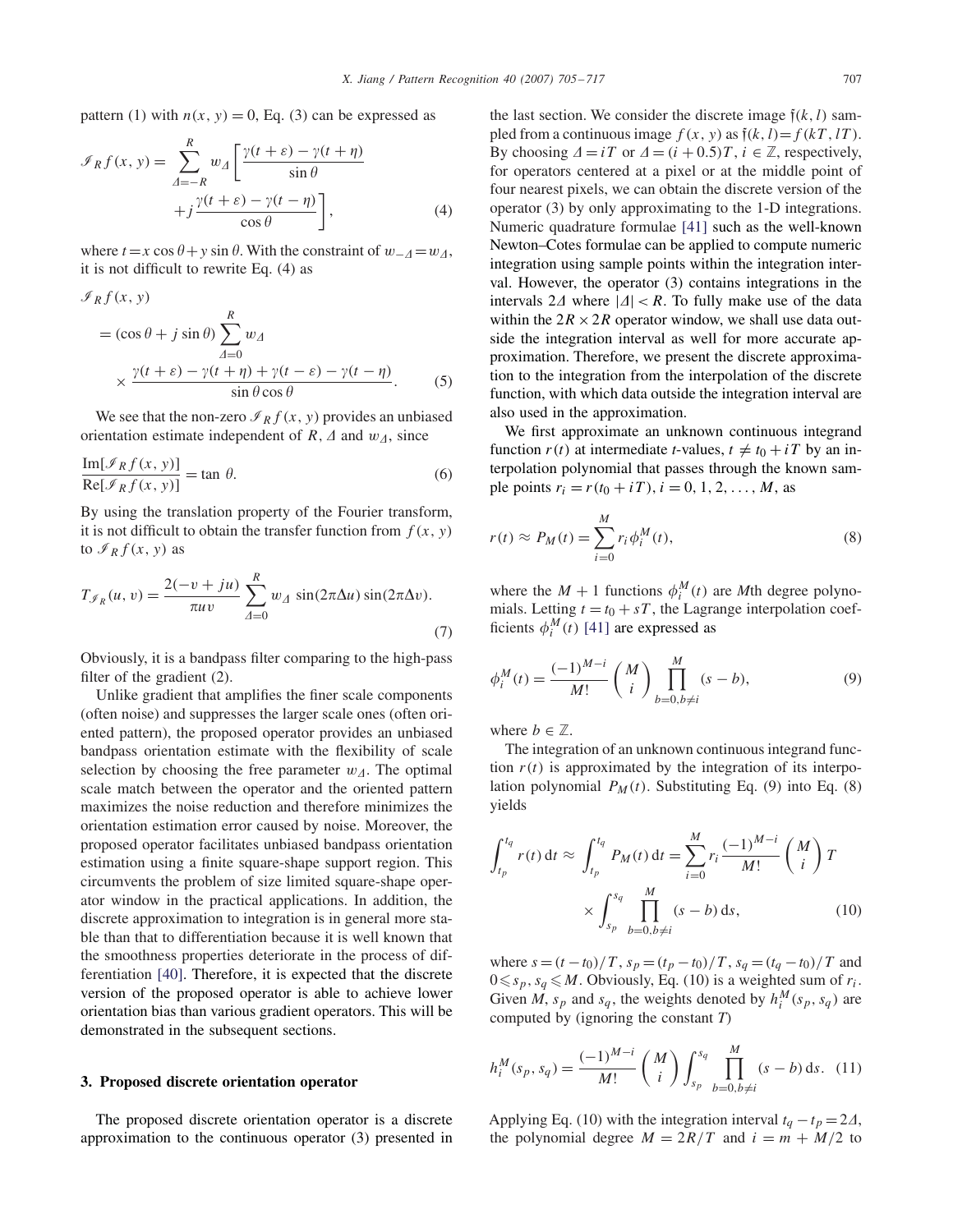pattern (1) with $n(x, y) = 0$, Eq. (3) can be expressed as

$$\mathscr{I}_R f(x, y) = \sum_{\Delta=-R}^{R} w_\Delta \left[ \frac{\gamma(t+\varepsilon) - \gamma(t+\eta)}{\sin\theta} + j \frac{\gamma(t+\varepsilon) - \gamma(t-\eta)}{\cos\theta} \right], \tag{4}$$

where $t = x\cos\theta + y\sin\theta$. With the constraint of $w_{-\Delta} = w_\Delta$, it is not difficult to rewrite Eq. (4) as

$$\mathscr{I}_R f(x, y) = (\cos\theta + j\sin\theta) \sum_{\Delta=0}^{R} w_\Delta \times \frac{\gamma(t+\varepsilon) - \gamma(t+\eta) + \gamma(t-\varepsilon) - \gamma(t-\eta)}{\sin\theta\cos\theta}. \tag{5}$$

We see that the non-zero $\mathscr{I}_R f(x, y)$ provides an unbiased orientation estimate independent of $R$, $\Delta$ and $w_\Delta$, since

$$\frac{\mathrm{Im}[\mathscr{I}_R f(x, y)]}{\mathrm{Re}[\mathscr{I}_R f(x, y)]} = \tan\,\theta. \tag{6}$$

By using the translation property of the Fourier transform, it is not difficult to obtain the transfer function from $f(x, y)$ to $\mathscr{I}_R f(x, y)$ as

$$T_{\mathscr{I}_R}(u, v) = \frac{2(-v + ju)}{\pi uv} \sum_{\Delta=0}^{R} w_\Delta \, \sin(2\pi\Delta u)\sin(2\pi\Delta v). \tag{7}$$

Obviously, it is a bandpass filter comparing to the high-pass filter of the gradient (2).

Unlike gradient that amplifies the finer scale components (often noise) and suppresses the larger scale ones (often oriented pattern), the proposed operator provides an unbiased bandpass orientation estimate with the flexibility of scale selection by choosing the free parameter $w_\Delta$. The optimal scale match between the operator and the oriented pattern maximizes the noise reduction and therefore minimizes the orientation estimation error caused by noise. Moreover, the proposed operator facilitates unbiased bandpass orientation estimation using a finite square-shape support region. This circumvents the problem of size limited square-shape operator window in the practical applications. In addition, the discrete approximation to integration is in general more stable than that to differentiation because it is well known that the smoothness properties deteriorate in the process of differentiation [40]. Therefore, it is expected that the discrete version of the proposed operator is able to achieve lower orientation bias than various gradient operators. This will be demonstrated in the subsequent sections.

## 3. Proposed discrete orientation operator

The proposed discrete orientation operator is a discrete approximation to the continuous operator (3) presented in the last section. We consider the discrete image $\mathfrak{f}(k, l)$ sampled from a continuous image $f(x, y)$ as $\mathfrak{f}(k, l) = f(kT, lT)$. By choosing $\Delta = iT$ or $\Delta = (i + 0.5)T$, $i \in \mathbb{Z}$, respectively, for operators centered at a pixel or at the middle point of four nearest pixels, we can obtain the discrete version of the operator (3) by only approximating to the 1-D integrations. Numeric quadrature formulae [41] such as the well-known Newton–Cotes formulae can be applied to compute numeric integration using sample points within the integration interval. However, the operator (3) contains integrations in the intervals $2\Delta$ where $|\Delta| < R$. To fully make use of the data within the $2R \times 2R$ operator window, we shall use data outside the integration interval as well for more accurate approximation. Therefore, we present the discrete approximation to the integration from the interpolation of the discrete function, with which data outside the integration interval are also used in the approximation.

We first approximate an unknown continuous integrand function $r(t)$ at intermediate $t$-values, $t \neq t_0 + iT$ by an interpolation polynomial that passes through the known sample points $r_i = r(t_0 + iT)$, $i = 0, 1, 2, \ldots, M$, as

$$r(t) \approx P_M(t) = \sum_{i=0}^{M} r_i \phi_i^M(t), \tag{8}$$

where the $M + 1$ functions $\phi_i^M(t)$ are $M$th degree polynomials. Letting $t = t_0 + sT$, the Lagrange interpolation coefficients $\phi_i^M(t)$ [41] are expressed as

$$\phi_i^M(t) = \frac{(-1)^{M-i}}{M!} \binom{M}{i} \prod_{b=0, b\neq i}^{M} (s - b), \tag{9}$$

where $b \in \mathbb{Z}$.

The integration of an unknown continuous integrand function $r(t)$ is approximated by the integration of its interpolation polynomial $P_M(t)$. Substituting Eq. (9) into Eq. (8) yields

$$\int_{t_p}^{t_q} r(t)\,\mathrm{d}t \approx \int_{t_p}^{t_q} P_M(t)\,\mathrm{d}t = \sum_{i=0}^{M} r_i \frac{(-1)^{M-i}}{M!} \binom{M}{i} T \times \int_{s_p}^{s_q} \prod_{b=0, b\neq i}^{M} (s - b)\,\mathrm{d}s, \tag{10}$$

where $s = (t - t_0)/T$, $s_p = (t_p - t_0)/T$, $s_q = (t_q - t_0)/T$ and $0 \leqslant s_p, s_q \leqslant M$. Obviously, Eq. (10) is a weighted sum of $r_i$. Given $M$, $s_p$ and $s_q$, the weights denoted by $h_i^M(s_p, s_q)$ are computed by (ignoring the constant $T$)

$$h_i^M(s_p, s_q) = \frac{(-1)^{M-i}}{M!} \binom{M}{i} \int_{s_p}^{s_q} \prod_{b=0, b\neq i}^{M} (s - b)\,\mathrm{d}s. \tag{11}$$

Applying Eq. (10) with the integration interval $t_q - t_p = 2\Delta$, the polynomial degree $M = 2R/T$ and $i = m + M/2$ to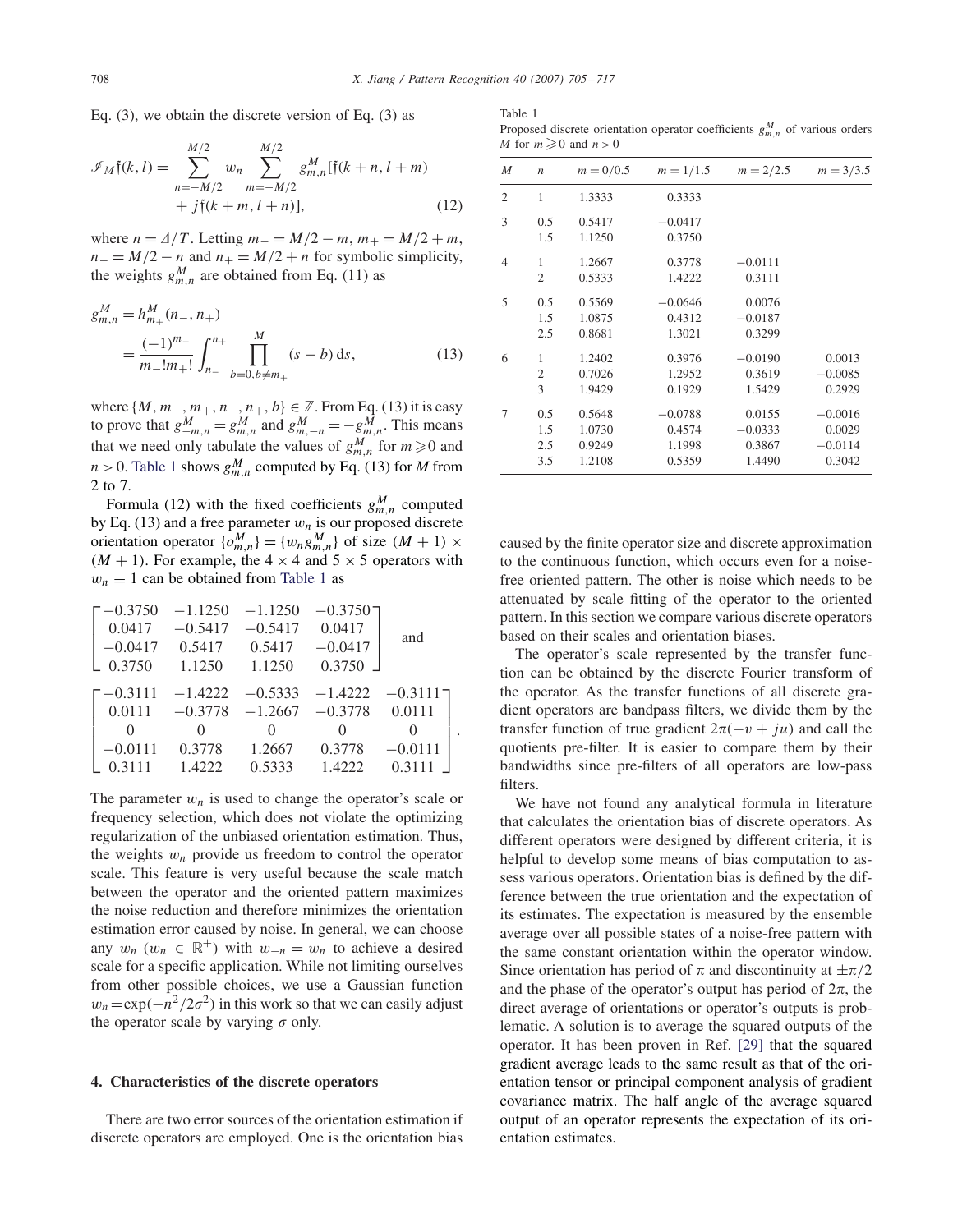Eq. (3), we obtain the discrete version of Eq. (3) as

$$\mathscr{I}_M\mathfrak{f}(k,l) = \sum_{n=-M/2}^{M/2} w_n \sum_{m=-M/2}^{M/2} g_{m,n}^M[\mathfrak{f}(k+n, l+m) + j\mathfrak{f}(k+m, l+n)], \quad (12)$$

where $n = \Delta/T$. Letting $m_- = M/2 - m$, $m_+ = M/2 + m$, $n_- = M/2 - n$ and $n_+ = M/2 + n$ for symbolic simplicity, the weights $g_{m,n}^M$ are obtained from Eq. (11) as

$$g_{m,n}^M = h_{m_+}^M(n_-, n_+) = \frac{(-1)^{m_-}}{m_-!m_+!}\int_{n_-}^{n_+} \prod_{b=0, b\neq m_+}^{M} (s-b)\,\mathrm{d}s, \quad (13)$$

where $\{M, m_-, m_+, n_-, n_+, b\} \in \mathbb{Z}$. From Eq. (13) it is easy to prove that $g_{-m,n}^M = g_{m,n}^M$ and $g_{m,-n}^M = -g_{m,n}^M$. This means that we need only tabulate the values of $g_{m,n}^M$ for $m \geqslant 0$ and $n > 0$. Table 1 shows $g_{m,n}^M$ computed by Eq. (13) for $M$ from 2 to 7.

Formula (12) with the fixed coefficients $g_{m,n}^M$ computed by Eq. (13) and a free parameter $w_n$ is our proposed discrete orientation operator $\{o_{m,n}^M\} = \{w_n g_{m,n}^M\}$ of size $(M+1) \times (M+1)$. For example, the $4 \times 4$ and $5 \times 5$ operators with $w_n \equiv 1$ can be obtained from Table 1 as

$$\begin{bmatrix} -0.3750 & -1.1250 & -1.1250 & -0.3750 \\ 0.0417 & -0.5417 & -0.5417 & 0.0417 \\ -0.0417 & 0.5417 & 0.5417 & -0.0417 \\ 0.3750 & 1.1250 & 1.1250 & 0.3750 \end{bmatrix} \quad \text{and}$$

$$\begin{bmatrix} -0.3111 & -1.4222 & -0.5333 & -1.4222 & -0.3111 \\ 0.0111 & -0.3778 & -1.2667 & -0.3778 & 0.0111 \\ 0 & 0 & 0 & 0 & 0 \\ -0.0111 & 0.3778 & 1.2667 & 0.3778 & -0.0111 \\ 0.3111 & 1.4222 & 0.5333 & 1.4222 & 0.3111 \end{bmatrix}.$$

The parameter $w_n$ is used to change the operator's scale or frequency selection, which does not violate the optimizing regularization of the unbiased orientation estimation. Thus, the weights $w_n$ provide us freedom to control the operator scale. This feature is very useful because the scale match between the operator and the oriented pattern maximizes the noise reduction and therefore minimizes the orientation estimation error caused by noise. In general, we can choose any $w_n$ ($w_n \in \mathbb{R}^+$) with $w_{-n} = w_n$ to achieve a desired scale for a specific application. While not limiting ourselves from other possible choices, we use a Gaussian function $w_n = \exp(-n^2/2\sigma^2)$ in this work so that we can easily adjust the operator scale by varying $\sigma$ only.

Table 1
Proposed discrete orientation operator coefficients $g_{m,n}^M$ of various orders $M$ for $m \geqslant 0$ and $n > 0$

| $M$ | $n$ | $m = 0/0.5$ | $m = 1/1.5$ | $m = 2/2.5$ | $m = 3/3.5$ |
|---|---|---|---|---|---|
| 2 | 1 | 1.3333 | 0.3333 | | |
| 3 | 0.5 | 0.5417 | −0.0417 | | |
| | 1.5 | 1.1250 | 0.3750 | | |
| 4 | 1 | 1.2667 | 0.3778 | −0.0111 | |
| | 2 | 0.5333 | 1.4222 | 0.3111 | |
| 5 | 0.5 | 0.5569 | −0.0646 | 0.0076 | |
| | 1.5 | 1.0875 | 0.4312 | −0.0187 | |
| | 2.5 | 0.8681 | 1.3021 | 0.3299 | |
| 6 | 1 | 1.2402 | 0.3976 | −0.0190 | 0.0013 |
| | 2 | 0.7026 | 1.2952 | 0.3619 | −0.0085 |
| | 3 | 1.9429 | 0.1929 | 1.5429 | 0.2929 |
| 7 | 0.5 | 0.5648 | −0.0788 | 0.0155 | −0.0016 |
| | 1.5 | 1.0730 | 0.4574 | −0.0333 | 0.0029 |
| | 2.5 | 0.9249 | 1.1998 | 0.3867 | −0.0114 |
| | 3.5 | 1.2108 | 0.5359 | 1.4490 | 0.3042 |

## 4. Characteristics of the discrete operators

There are two error sources of the orientation estimation if discrete operators are employed. One is the orientation bias caused by the finite operator size and discrete approximation to the continuous function, which occurs even for a noise-free oriented pattern. The other is noise which needs to be attenuated by scale fitting of the operator to the oriented pattern. In this section we compare various discrete operators based on their scales and orientation biases.

The operator's scale represented by the transfer function can be obtained by the discrete Fourier transform of the operator. As the transfer functions of all discrete gradient operators are bandpass filters, we divide them by the transfer function of true gradient $2\pi(-v + ju)$ and call the quotients pre-filter. It is easier to compare them by their bandwidths since pre-filters of all operators are low-pass filters.

We have not found any analytical formula in literature that calculates the orientation bias of discrete operators. As different operators were designed by different criteria, it is helpful to develop some means of bias computation to assess various operators. Orientation bias is defined by the difference between the true orientation and the expectation of its estimates. The expectation is measured by the ensemble average over all possible states of a noise-free pattern with the same constant orientation within the operator window. Since orientation has period of $\pi$ and discontinuity at $\pm\pi/2$ and the phase of the operator's output has period of $2\pi$, the direct average of orientations or operator's outputs is problematic. A solution is to average the squared outputs of the operator. It has been proven in Ref. [29] that the squared gradient average leads to the same result as that of the orientation tensor or principal component analysis of gradient covariance matrix. The half angle of the average squared output of an operator represents the expectation of its orientation estimates.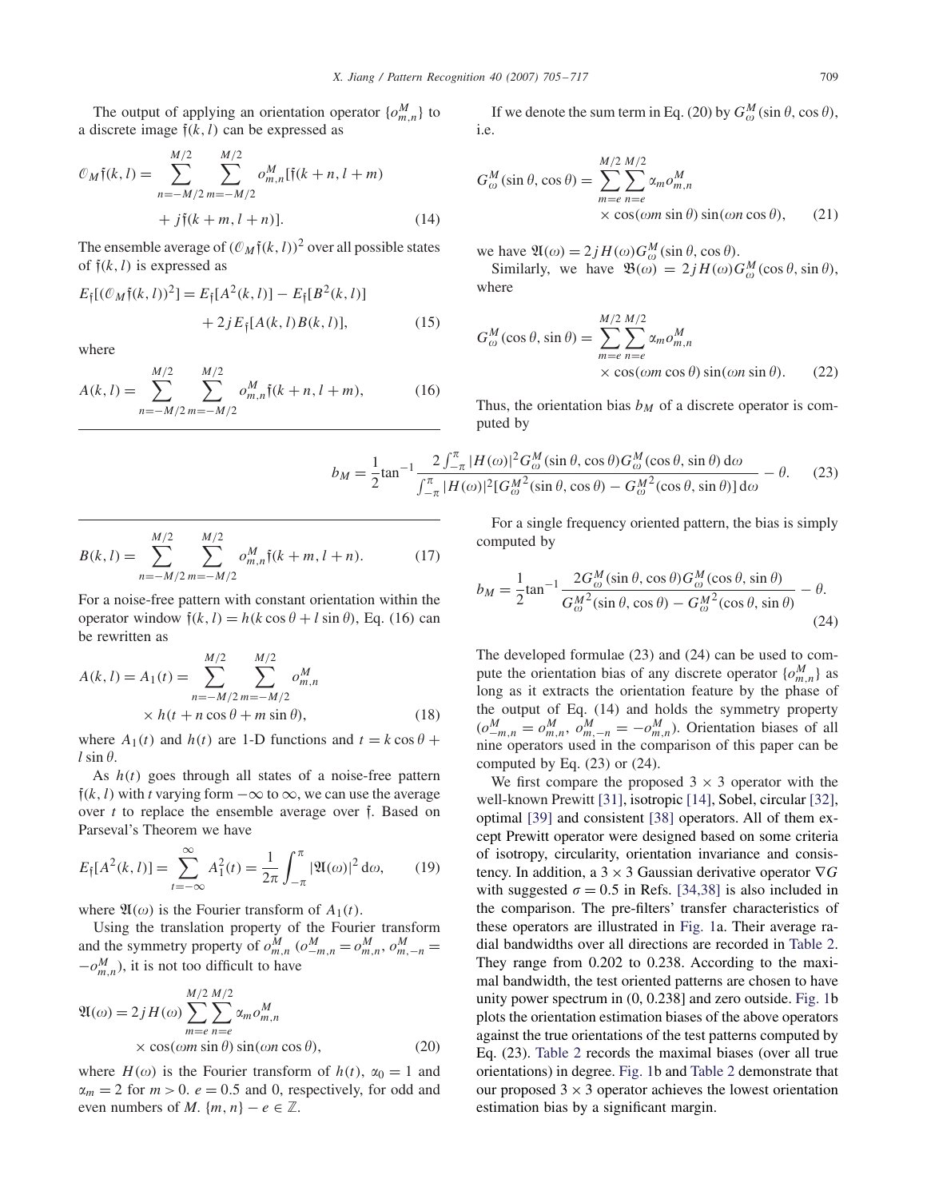The output of applying an orientation operator $\{o^M_{m,n}\}$ to a discrete image $\mathfrak{f}(k,l)$ can be expressed as

$$\mathcal{O}_M \mathfrak{f}(k,l) = \sum_{n=-M/2}^{M/2} \sum_{m=-M/2}^{M/2} o^M_{m,n}[\mathfrak{f}(k+n, l+m) + j\mathfrak{f}(k+m, l+n)]. \quad (14)$$

The ensemble average of $(\mathcal{O}_M \mathfrak{f}(k,l))^2$ over all possible states of $\mathfrak{f}(k,l)$ is expressed as

$$E_{\mathfrak{f}}[(\mathcal{O}_M \mathfrak{f}(k,l))^2] = E_{\mathfrak{f}}[A^2(k,l)] - E_{\mathfrak{f}}[B^2(k,l)] + 2jE_{\mathfrak{f}}[A(k,l)B(k,l)], \quad (15)$$

where

$$A(k,l) = \sum_{n=-M/2}^{M/2} \sum_{m=-M/2}^{M/2} o^M_{m,n} \mathfrak{f}(k+n, l+m), \quad (16)$$

$$B(k,l) = \sum_{n=-M/2}^{M/2} \sum_{m=-M/2}^{M/2} o^M_{m,n} \mathfrak{f}(k+m, l+n). \quad (17)$$

For a noise-free pattern with constant orientation within the operator window $\mathfrak{f}(k,l) = h(k\cos\theta + l\sin\theta)$, Eq. (16) can be rewritten as

$$A(k,l) = A_1(t) = \sum_{n=-M/2}^{M/2} \sum_{m=-M/2}^{M/2} o^M_{m,n} \times h(t + n\cos\theta + m\sin\theta), \quad (18)$$

where $A_1(t)$ and $h(t)$ are 1-D functions and $t = k\cos\theta + l\sin\theta$.

As $h(t)$ goes through all states of a noise-free pattern $\mathfrak{f}(k,l)$ with $t$ varying form $-\infty$ to $\infty$, we can use the average over $t$ to replace the ensemble average over $\mathfrak{f}$. Based on Parseval's Theorem we have

$$E_{\mathfrak{f}}[A^2(k,l)] = \sum_{t=-\infty}^{\infty} A_1^2(t) = \frac{1}{2\pi}\int_{-\pi}^{\pi} |\mathfrak{A}(\omega)|^2 \, \mathrm{d}\omega, \quad (19)$$

where $\mathfrak{A}(\omega)$ is the Fourier transform of $A_1(t)$.

Using the translation property of the Fourier transform and the symmetry property of $o^M_{m,n}$ ($o^M_{-m,n} = o^M_{m,n}$, $o^M_{m,-n} = -o^M_{m,n}$), it is not too difficult to have

$$\mathfrak{A}(\omega) = 2jH(\omega) \sum_{m=e}^{M/2} \sum_{n=e}^{M/2} \alpha_m o^M_{m,n} \times \cos(\omega m \sin\theta) \sin(\omega n \cos\theta), \quad (20)$$

where $H(\omega)$ is the Fourier transform of $h(t)$, $\alpha_0 = 1$ and $\alpha_m = 2$ for $m > 0$. $e = 0.5$ and 0, respectively, for odd and even numbers of $M$. $\{m,n\} - e \in \mathbb{Z}$.

If we denote the sum term in Eq. (20) by $G^M_\omega(\sin\theta, \cos\theta)$, i.e.

$$G^M_\omega(\sin\theta, \cos\theta) = \sum_{m=e}^{M/2} \sum_{n=e}^{M/2} \alpha_m o^M_{m,n} \times \cos(\omega m \sin\theta) \sin(\omega n \cos\theta), \quad (21)$$

we have $\mathfrak{A}(\omega) = 2jH(\omega) G^M_\omega(\sin\theta, \cos\theta)$.

Similarly, we have $\mathfrak{B}(\omega) = 2jH(\omega) G^M_\omega(\cos\theta, \sin\theta)$, where

$$G^M_\omega(\cos\theta, \sin\theta) = \sum_{m=e}^{M/2} \sum_{n=e}^{M/2} \alpha_m o^M_{m,n} \times \cos(\omega m \cos\theta) \sin(\omega n \sin\theta). \quad (22)$$

Thus, the orientation bias $b_M$ of a discrete operator is computed by

$$b_M = \frac{1}{2}\tan^{-1} \frac{2\int_{-\pi}^{\pi} |H(\omega)|^2 G^M_\omega(\sin\theta, \cos\theta) G^M_\omega(\cos\theta, \sin\theta) \, \mathrm{d}\omega}{\int_{-\pi}^{\pi} |H(\omega)|^2 [G^{M\,2}_\omega(\sin\theta, \cos\theta) - G^{M\,2}_\omega(\cos\theta, \sin\theta)] \, \mathrm{d}\omega} - \theta. \quad (23)$$

For a single frequency oriented pattern, the bias is simply computed by

$$b_M = \frac{1}{2}\tan^{-1} \frac{2G^M_\omega(\sin\theta, \cos\theta) G^M_\omega(\cos\theta, \sin\theta)}{G^{M\,2}_\omega(\sin\theta, \cos\theta) - G^{M\,2}_\omega(\cos\theta, \sin\theta)} - \theta. \quad (24)$$

The developed formulae (23) and (24) can be used to compute the orientation bias of any discrete operator $\{o^M_{m,n}\}$ as long as it extracts the orientation feature by the phase of the output of Eq. (14) and holds the symmetry property ($o^M_{-m,n} = o^M_{m,n}$, $o^M_{m,-n} = -o^M_{m,n}$). Orientation biases of all nine operators used in the comparison of this paper can be computed by Eq. (23) or (24).

We first compare the proposed $3 \times 3$ operator with the well-known Prewitt [31], isotropic [14], Sobel, circular [32], optimal [39] and consistent [38] operators. All of them except Prewitt operator were designed based on some criteria of isotropy, circularity, orientation invariance and consistency. In addition, a $3 \times 3$ Gaussian derivative operator $\nabla G$ with suggested $\sigma = 0.5$ in Refs. [34,38] is also included in the comparison. The pre-filters' transfer characteristics of these operators are illustrated in Fig. 1a. Their average radial bandwidths over all directions are recorded in Table 2. They range from 0.202 to 0.238. According to the maximal bandwidth, the test oriented patterns are chosen to have unity power spectrum in (0, 0.238] and zero outside. Fig. 1b plots the orientation estimation biases of the above operators against the true orientations of the test patterns computed by Eq. (23). Table 2 records the maximal biases (over all true orientations) in degree. Fig. 1b and Table 2 demonstrate that our proposed $3 \times 3$ operator achieves the lowest orientation estimation bias by a significant margin.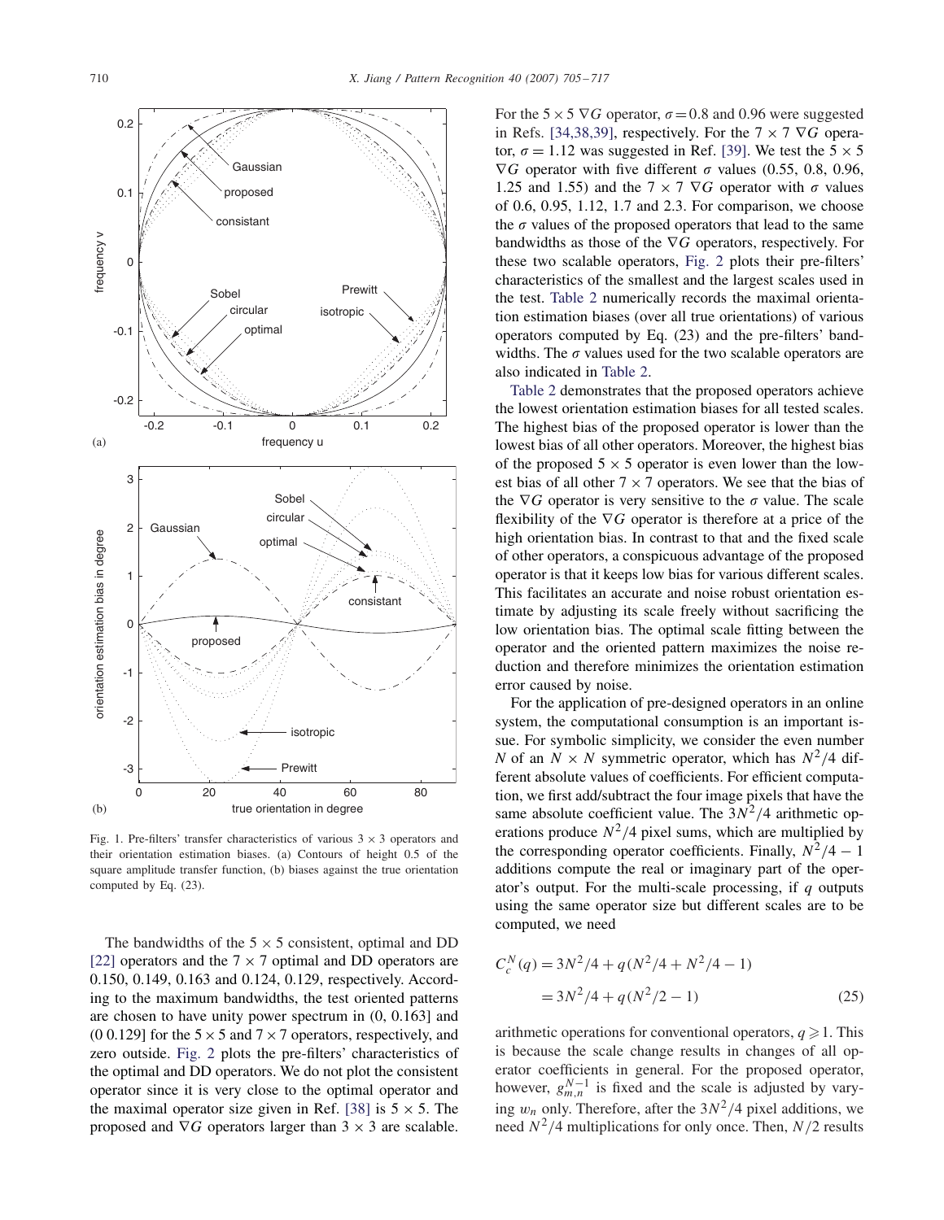Fig. 1. Pre-filters' transfer characteristics of various $3 \times 3$ operators and their orientation estimation biases. (a) Contours of height 0.5 of the square amplitude transfer function, (b) biases against the true orientation computed by Eq. (23).

The bandwidths of the $5 \times 5$ consistent, optimal and DD [22] operators and the $7 \times 7$ optimal and DD operators are 0.150, 0.149, 0.163 and 0.124, 0.129, respectively. According to the maximum bandwidths, the test oriented patterns are chosen to have unity power spectrum in (0, 0.163] and (0 0.129] for the $5 \times 5$ and $7 \times 7$ operators, respectively, and zero outside. Fig. 2 plots the pre-filters' characteristics of the optimal and DD operators. We do not plot the consistent operator since it is very close to the optimal operator and the maximal operator size given in Ref. [38] is $5 \times 5$. The proposed and $\nabla G$ operators larger than $3 \times 3$ are scalable. For the $5 \times 5$ $\nabla G$ operator, $\sigma = 0.8$ and 0.96 were suggested in Refs. [34,38,39], respectively. For the $7 \times 7$ $\nabla G$ operator, $\sigma = 1.12$ was suggested in Ref. [39]. We test the $5 \times 5$ $\nabla G$ operator with five different $\sigma$ values (0.55, 0.8, 0.96, 1.25 and 1.55) and the $7 \times 7$ $\nabla G$ operator with $\sigma$ values of 0.6, 0.95, 1.12, 1.7 and 2.3. For comparison, we choose the $\sigma$ values of the proposed operators that lead to the same bandwidths as those of the $\nabla G$ operators, respectively. For these two scalable operators, Fig. 2 plots their pre-filters' characteristics of the smallest and the largest scales used in the test. Table 2 numerically records the maximal orientation estimation biases (over all true orientations) of various operators computed by Eq. (23) and the pre-filters' bandwidths. The $\sigma$ values used for the two scalable operators are also indicated in Table 2.

Table 2 demonstrates that the proposed operators achieve the lowest orientation estimation biases for all tested scales. The highest bias of the proposed operator is lower than the lowest bias of all other operators. Moreover, the highest bias of the proposed $5 \times 5$ operator is even lower than the lowest bias of all other $7 \times 7$ operators. We see that the bias of the $\nabla G$ operator is very sensitive to the $\sigma$ value. The scale flexibility of the $\nabla G$ operator is therefore at a price of the high orientation bias. In contrast to that and the fixed scale of other operators, a conspicuous advantage of the proposed operator is that it keeps low bias for various different scales. This facilitates an accurate and noise robust orientation estimate by adjusting its scale freely without sacrificing the low orientation bias. The optimal scale fitting between the operator and the oriented pattern maximizes the noise reduction and therefore minimizes the orientation estimation error caused by noise.

For the application of pre-designed operators in an online system, the computational consumption is an important issue. For symbolic simplicity, we consider the even number $N$ of an $N \times N$ symmetric operator, which has $N^2/4$ different absolute values of coefficients. For efficient computation, we first add/subtract the four image pixels that have the same absolute coefficient value. The $3N^2/4$ arithmetic operations produce $N^2/4$ pixel sums, which are multiplied by the corresponding operator coefficients. Finally, $N^2/4 - 1$ additions compute the real or imaginary part of the operator's output. For the multi-scale processing, if $q$ outputs using the same operator size but different scales are to be computed, we need

$$
\begin{aligned}
C_c^N(q) &= 3N^2/4 + q(N^2/4 + N^2/4 - 1) \\
&= 3N^2/4 + q(N^2/2 - 1)
\end{aligned}
\tag{25}
$$

arithmetic operations for conventional operators, $q \geqslant 1$. This is because the scale change results in changes of all operator coefficients in general. For the proposed operator, however, $g_{m,n}^{N-1}$ is fixed and the scale is adjusted by varying $w_n$ only. Therefore, after the $3N^2/4$ pixel additions, we need $N^2/4$ multiplications for only once. Then, $N/2$ results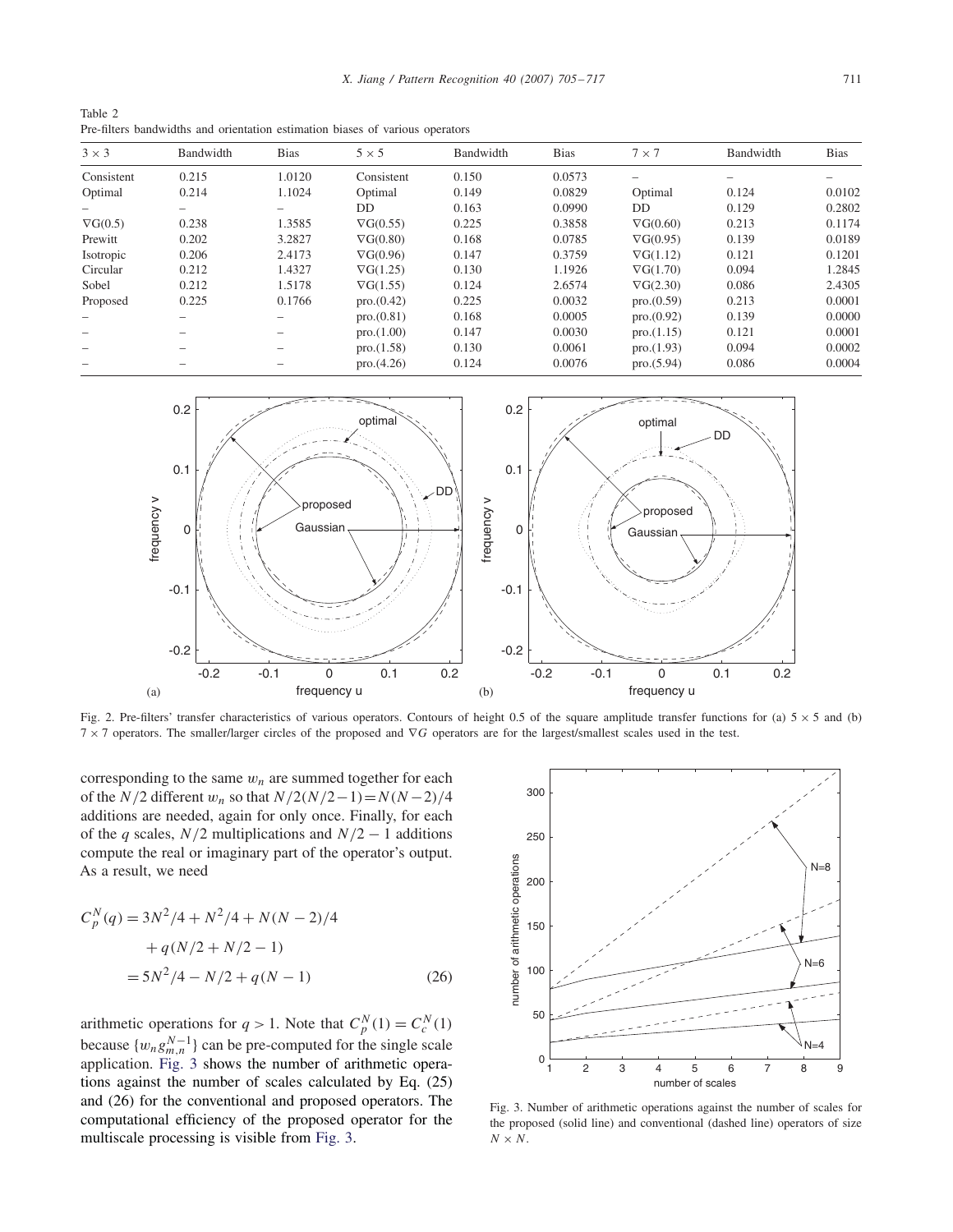Table 2
Pre-filters bandwidths and orientation estimation biases of various operators

| 3 × 3 | Bandwidth | Bias | 5 × 5 | Bandwidth | Bias | 7 × 7 | Bandwidth | Bias |
|---|---|---|---|---|---|---|---|---|
| Consistent | 0.215 | 1.0120 | Consistent | 0.150 | 0.0573 | – | – | – |
| Optimal | 0.214 | 1.1024 | Optimal | 0.149 | 0.0829 | Optimal | 0.124 | 0.0102 |
| – | – | – | DD | 0.163 | 0.0990 | DD | 0.129 | 0.2802 |
| $\nabla G(0.5)$ | 0.238 | 1.3585 | $\nabla G(0.55)$ | 0.225 | 0.3858 | $\nabla G(0.60)$ | 0.213 | 0.1174 |
| Prewitt | 0.202 | 3.2827 | $\nabla G(0.80)$ | 0.168 | 0.0785 | $\nabla G(0.95)$ | 0.139 | 0.0189 |
| Isotropic | 0.206 | 2.4173 | $\nabla G(0.96)$ | 0.147 | 0.3759 | $\nabla G(1.12)$ | 0.121 | 0.1201 |
| Circular | 0.212 | 1.4327 | $\nabla G(1.25)$ | 0.130 | 1.1926 | $\nabla G(1.70)$ | 0.094 | 1.2845 |
| Sobel | 0.212 | 1.5178 | $\nabla G(1.55)$ | 0.124 | 2.6574 | $\nabla G(2.30)$ | 0.086 | 2.4305 |
| Proposed | 0.225 | 0.1766 | pro.(0.42) | 0.225 | 0.0032 | pro.(0.59) | 0.213 | 0.0001 |
| – | – | – | pro.(0.81) | 0.168 | 0.0005 | pro.(0.92) | 0.139 | 0.0000 |
| – | – | – | pro.(1.00) | 0.147 | 0.0030 | pro.(1.15) | 0.121 | 0.0001 |
| – | – | – | pro.(1.58) | 0.130 | 0.0061 | pro.(1.93) | 0.094 | 0.0002 |
| – | – | – | pro.(4.26) | 0.124 | 0.0076 | pro.(5.94) | 0.086 | 0.0004 |

Fig. 2. Pre-filters' transfer characteristics of various operators. Contours of height 0.5 of the square amplitude transfer functions for (a) 5 × 5 and (b) 7 × 7 operators. The smaller/larger circles of the proposed and $\nabla G$ operators are for the largest/smallest scales used in the test.

corresponding to the same $w_n$ are summed together for each of the $N/2$ different $w_n$ so that $N/2(N/2-1)=N(N-2)/4$ additions are needed, again for only once. Finally, for each of the $q$ scales, $N/2$ multiplications and $N/2-1$ additions compute the real or imaginary part of the operator's output. As a result, we need

$$
\begin{aligned}
C_p^N(q) &= 3N^2/4 + N^2/4 + N(N-2)/4 \\
&\quad + q(N/2 + N/2 - 1) \\
&= 5N^2/4 - N/2 + q(N-1)
\end{aligned}
\tag{26}
$$

arithmetic operations for $q>1$. Note that $C_p^N(1) = C_c^N(1)$ because $\{w_n g_{m,n}^{N-1}\}$ can be pre-computed for the single scale application. Fig. 3 shows the number of arithmetic operations against the number of scales calculated by Eq. (25) and (26) for the conventional and proposed operators. The computational efficiency of the proposed operator for the multiscale processing is visible from Fig. 3.

Fig. 3. Number of arithmetic operations against the number of scales for the proposed (solid line) and conventional (dashed line) operators of size $N \times N$.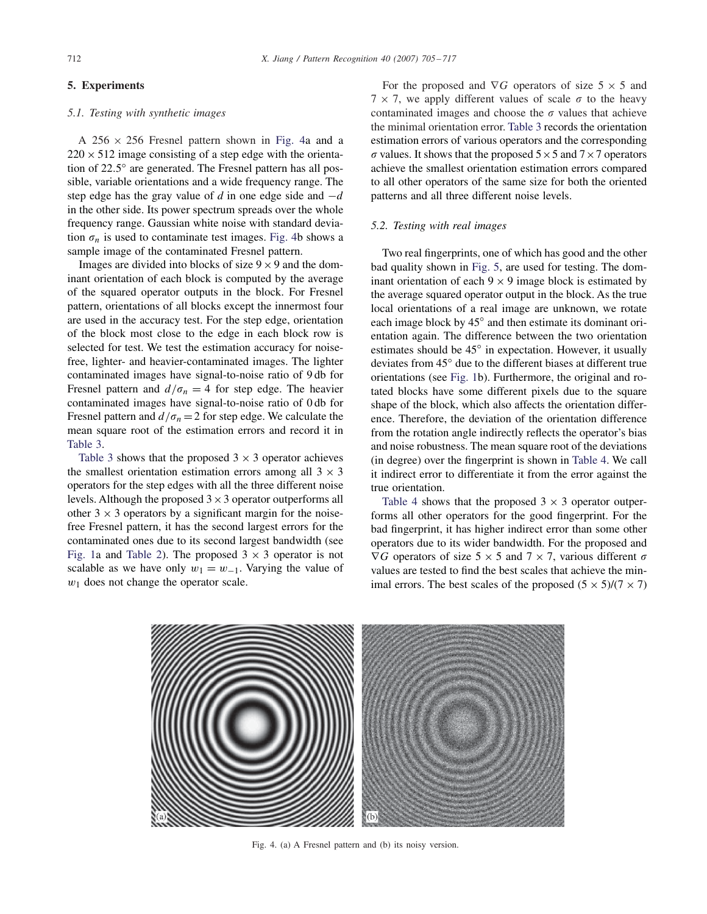## 5. Experiments

### 5.1. Testing with synthetic images

A $256 \times 256$ Fresnel pattern shown in Fig. 4a and a $220 \times 512$ image consisting of a step edge with the orientation of $22.5°$ are generated. The Fresnel pattern has all possible, variable orientations and a wide frequency range. The step edge has the gray value of $d$ in one edge side and $-d$ in the other side. Its power spectrum spreads over the whole frequency range. Gaussian white noise with standard deviation $\sigma_n$ is used to contaminate test images. Fig. 4b shows a sample image of the contaminated Fresnel pattern.

Images are divided into blocks of size $9 \times 9$ and the dominant orientation of each block is computed by the average of the squared operator outputs in the block. For Fresnel pattern, orientations of all blocks except the innermost four are used in the accuracy test. For the step edge, orientation of the block most close to the edge in each block row is selected for test. We test the estimation accuracy for noise-free, lighter- and heavier-contaminated images. The lighter contaminated images have signal-to-noise ratio of 9 db for Fresnel pattern and $d/\sigma_n = 4$ for step edge. The heavier contaminated images have signal-to-noise ratio of 0 db for Fresnel pattern and $d/\sigma_n = 2$ for step edge. We calculate the mean square root of the estimation errors and record it in Table 3.

Table 3 shows that the proposed $3 \times 3$ operator achieves the smallest orientation estimation errors among all $3 \times 3$ operators for the step edges with all the three different noise levels. Although the proposed $3 \times 3$ operator outperforms all other $3 \times 3$ operators by a significant margin for the noise-free Fresnel pattern, it has the second largest errors for the contaminated ones due to its second largest bandwidth (see Fig. 1a and Table 2). The proposed $3 \times 3$ operator is not scalable as we have only $w_1 = w_{-1}$. Varying the value of $w_1$ does not change the operator scale.

For the proposed and $\nabla G$ operators of size $5 \times 5$ and $7 \times 7$, we apply different values of scale $\sigma$ to the heavy contaminated images and choose the $\sigma$ values that achieve the minimal orientation error. Table 3 records the orientation estimation errors of various operators and the corresponding $\sigma$ values. It shows that the proposed $5 \times 5$ and $7 \times 7$ operators achieve the smallest orientation estimation errors compared to all other operators of the same size for both the oriented patterns and all three different noise levels.

### 5.2. Testing with real images

Two real fingerprints, one of which has good and the other bad quality shown in Fig. 5, are used for testing. The dominant orientation of each $9 \times 9$ image block is estimated by the average squared operator output in the block. As the true local orientations of a real image are unknown, we rotate each image block by $45°$ and then estimate its dominant orientation again. The difference between the two orientation estimates should be $45°$ in expectation. However, it usually deviates from $45°$ due to the different biases at different true orientations (see Fig. 1b). Furthermore, the original and rotated blocks have some different pixels due to the square shape of the block, which also affects the orientation difference. Therefore, the deviation of the orientation difference from the rotation angle indirectly reflects the operator's bias and noise robustness. The mean square root of the deviations (in degree) over the fingerprint is shown in Table 4. We call it indirect error to differentiate it from the error against the true orientation.

Table 4 shows that the proposed $3 \times 3$ operator outperforms all other operators for the good fingerprint. For the bad fingerprint, it has higher indirect error than some other operators due to its wider bandwidth. For the proposed and $\nabla G$ operators of size $5 \times 5$ and $7 \times 7$, various different $\sigma$ values are tested to find the best scales that achieve the minimal errors. The best scales of the proposed $(5 \times 5)/(7 \times 7)$

Fig. 4. (a) A Fresnel pattern and (b) its noisy version.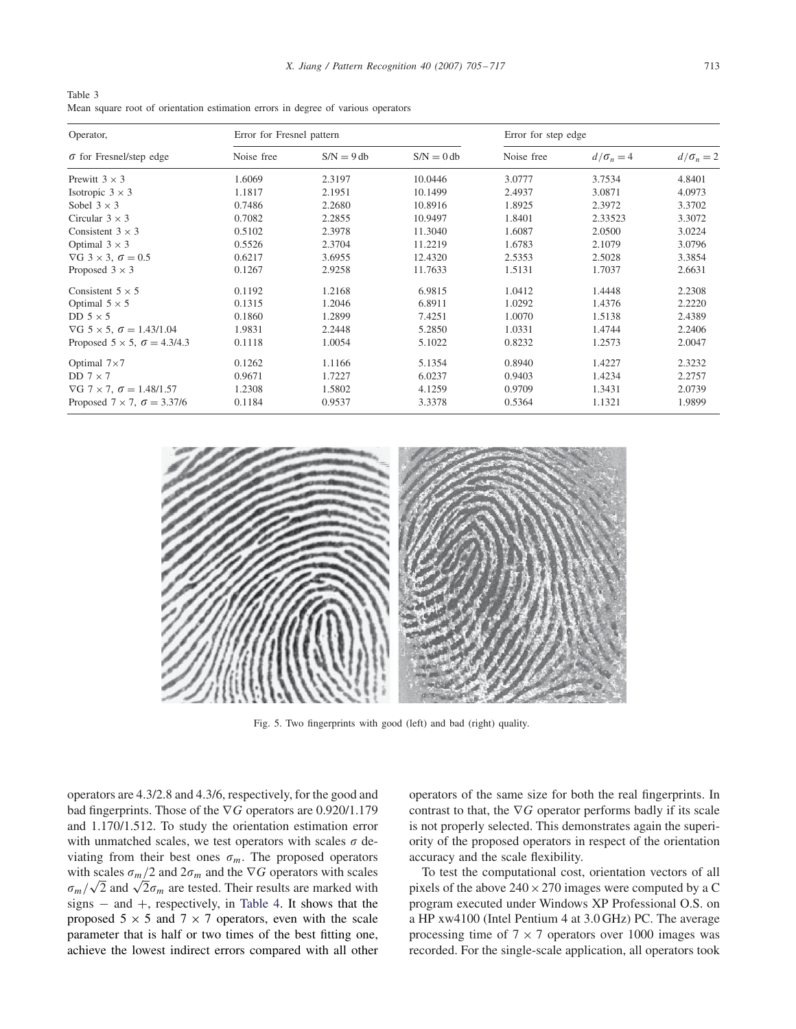Table 3
Mean square root of orientation estimation errors in degree of various operators

| Operator, | Error for Fresnel pattern | | | Error for step edge | | |
|---|---|---|---|---|---|---|
| $\sigma$ for Fresnel/step edge | Noise free | S/N = 9 db | S/N = 0 db | Noise free | $d/\sigma_n = 4$ | $d/\sigma_n = 2$ |
| Prewitt $3 \times 3$ | 1.6069 | 2.3197 | 10.0446 | 3.0777 | 3.7534 | 4.8401 |
| Isotropic $3 \times 3$ | 1.1817 | 2.1951 | 10.1499 | 2.4937 | 3.0871 | 4.0973 |
| Sobel $3 \times 3$ | 0.7486 | 2.2680 | 10.8916 | 1.8925 | 2.3972 | 3.3702 |
| Circular $3 \times 3$ | 0.7082 | 2.2855 | 10.9497 | 1.8401 | 2.33523 | 3.3072 |
| Consistent $3 \times 3$ | 0.5102 | 2.3978 | 11.3040 | 1.6087 | 2.0500 | 3.0224 |
| Optimal $3 \times 3$ | 0.5526 | 2.3704 | 11.2219 | 1.6783 | 2.1079 | 3.0796 |
| $\nabla$G $3 \times 3$, $\sigma = 0.5$ | 0.6217 | 3.6955 | 12.4320 | 2.5353 | 2.5028 | 3.3854 |
| Proposed $3 \times 3$ | 0.1267 | 2.9258 | 11.7633 | 1.5131 | 1.7037 | 2.6631 |
| Consistent $5 \times 5$ | 0.1192 | 1.2168 | 6.9815 | 1.0412 | 1.4448 | 2.2308 |
| Optimal $5 \times 5$ | 0.1315 | 1.2046 | 6.8911 | 1.0292 | 1.4376 | 2.2220 |
| DD $5 \times 5$ | 0.1860 | 1.2899 | 7.4251 | 1.0070 | 1.5138 | 2.4389 |
| $\nabla$G $5 \times 5$, $\sigma = 1.43/1.04$ | 1.9831 | 2.2448 | 5.2850 | 1.0331 | 1.4744 | 2.2406 |
| Proposed $5 \times 5$, $\sigma = 4.3/4.3$ | 0.1118 | 1.0054 | 5.1022 | 0.8232 | 1.2573 | 2.0047 |
| Optimal $7 \times 7$ | 0.1262 | 1.1166 | 5.1354 | 0.8940 | 1.4227 | 2.3232 |
| DD $7 \times 7$ | 0.9671 | 1.7227 | 6.0237 | 0.9403 | 1.4234 | 2.2757 |
| $\nabla$G $7 \times 7$, $\sigma = 1.48/1.57$ | 1.2308 | 1.5802 | 4.1259 | 0.9709 | 1.3431 | 2.0739 |
| Proposed $7 \times 7$, $\sigma = 3.37/6$ | 0.1184 | 0.9537 | 3.3378 | 0.5364 | 1.1321 | 1.9899 |

Fig. 5. Two fingerprints with good (left) and bad (right) quality.

operators are 4.3/2.8 and 4.3/6, respectively, for the good and bad fingerprints. Those of the $\nabla G$ operators are 0.920/1.179 and 1.170/1.512. To study the orientation estimation error with unmatched scales, we test operators with scales $\sigma$ deviating from their best ones $\sigma_m$. The proposed operators with scales $\sigma_m/2$ and $2\sigma_m$ and the $\nabla G$ operators with scales $\sigma_m/\sqrt{2}$ and $\sqrt{2}\sigma_m$ are tested. Their results are marked with signs $-$ and $+$, respectively, in Table 4. It shows that the proposed $5 \times 5$ and $7 \times 7$ operators, even with the scale parameter that is half or two times of the best fitting one, achieve the lowest indirect errors compared with all other operators of the same size for both the real fingerprints. In contrast to that, the $\nabla G$ operator performs badly if its scale is not properly selected. This demonstrates again the superiority of the proposed operators in respect of the orientation accuracy and the scale flexibility.

To test the computational cost, orientation vectors of all pixels of the above $240 \times 270$ images were computed by a C program executed under Windows XP Professional O.S. on a HP xw4100 (Intel Pentium 4 at 3.0 GHz) PC. The average processing time of $7 \times 7$ operators over 1000 images was recorded. For the single-scale application, all operators took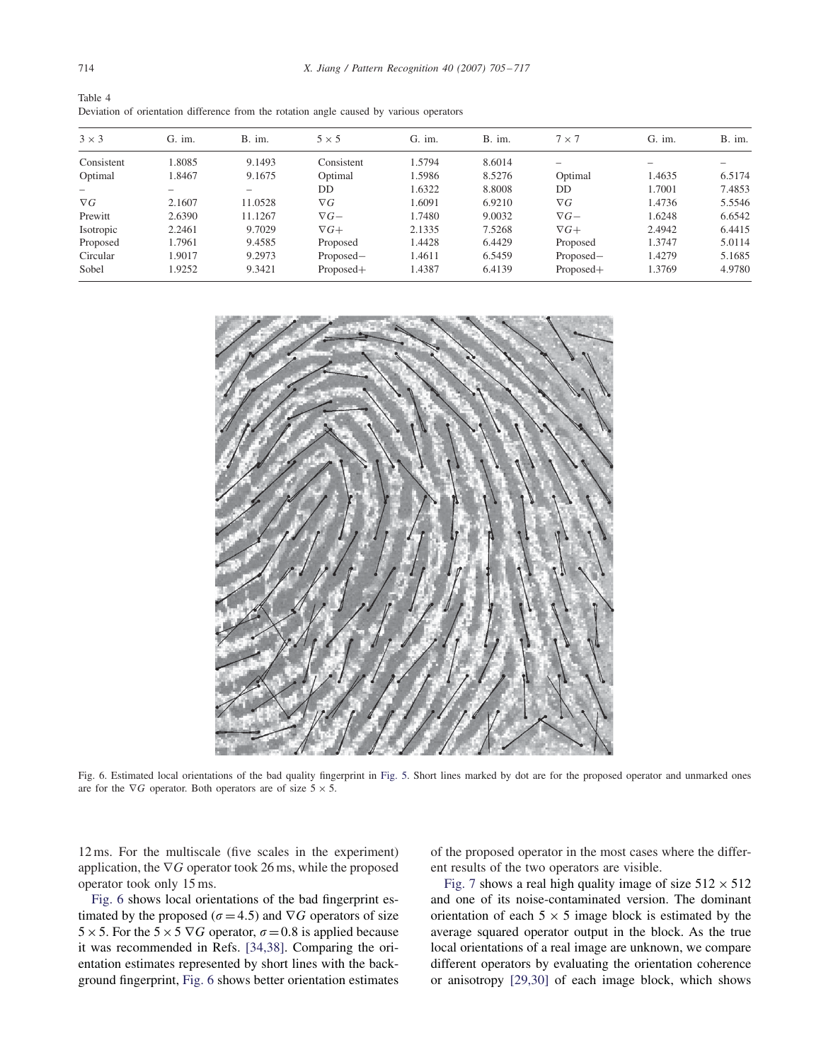Table 4
Deviation of orientation difference from the rotation angle caused by various operators

| $3 \times 3$ | G. im. | B. im. | $5 \times 5$ | G. im. | B. im. | $7 \times 7$ | G. im. | B. im. |
|---|---|---|---|---|---|---|---|---|
| Consistent | 1.8085 | 9.1493 | Consistent | 1.5794 | 8.6014 | – | – | – |
| Optimal | 1.8467 | 9.1675 | Optimal | 1.5986 | 8.5276 | Optimal | 1.4635 | 6.5174 |
| – | – | – | DD | 1.6322 | 8.8008 | DD | 1.7001 | 7.4853 |
| $\nabla G$ | 2.1607 | 11.0528 | $\nabla G$ | 1.6091 | 6.9210 | $\nabla G$ | 1.4736 | 5.5546 |
| Prewitt | 2.6390 | 11.1267 | $\nabla G-$ | 1.7480 | 9.0032 | $\nabla G-$ | 1.6248 | 6.6542 |
| Isotropic | 2.2461 | 9.7029 | $\nabla G+$ | 2.1335 | 7.5268 | $\nabla G+$ | 2.4942 | 6.4415 |
| Proposed | 1.7961 | 9.4585 | Proposed | 1.4428 | 6.4429 | Proposed | 1.3747 | 5.0114 |
| Circular | 1.9017 | 9.2973 | Proposed− | 1.4611 | 6.5459 | Proposed− | 1.4279 | 5.1685 |
| Sobel | 1.9252 | 9.3421 | Proposed+ | 1.4387 | 6.4139 | Proposed+ | 1.3769 | 4.9780 |

Fig. 6. Estimated local orientations of the bad quality fingerprint in Fig. 5. Short lines marked by dot are for the proposed operator and unmarked ones are for the $\nabla G$ operator. Both operators are of size $5 \times 5$.

12 ms. For the multiscale (five scales in the experiment) application, the $\nabla G$ operator took 26 ms, while the proposed operator took only 15 ms.

Fig. 6 shows local orientations of the bad fingerprint estimated by the proposed ($\sigma = 4.5$) and $\nabla G$ operators of size $5 \times 5$. For the $5 \times 5$ $\nabla G$ operator, $\sigma = 0.8$ is applied because it was recommended in Refs. [34,38]. Comparing the orientation estimates represented by short lines with the background fingerprint, Fig. 6 shows better orientation estimates of the proposed operator in the most cases where the different results of the two operators are visible.

Fig. 7 shows a real high quality image of size $512 \times 512$ and one of its noise-contaminated version. The dominant orientation of each $5 \times 5$ image block is estimated by the average squared operator output in the block. As the true local orientations of a real image are unknown, we compare different operators by evaluating the orientation coherence or anisotropy [29,30] of each image block, which shows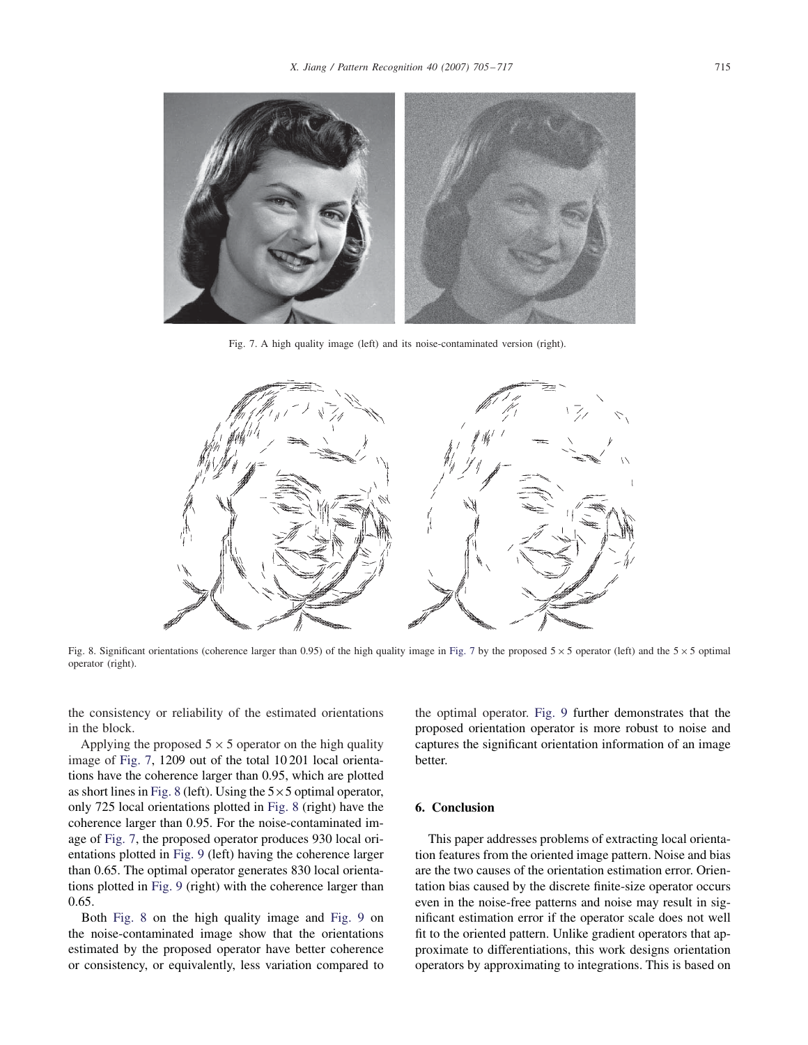Fig. 7. A high quality image (left) and its noise-contaminated version (right).

Fig. 8. Significant orientations (coherence larger than 0.95) of the high quality image in Fig. 7 by the proposed $5 \times 5$ operator (left) and the $5 \times 5$ optimal operator (right).

the consistency or reliability of the estimated orientations in the block.

Applying the proposed $5 \times 5$ operator on the high quality image of Fig. 7, 1209 out of the total 10 201 local orientations have the coherence larger than 0.95, which are plotted as short lines in Fig. 8 (left). Using the $5 \times 5$ optimal operator, only 725 local orientations plotted in Fig. 8 (right) have the coherence larger than 0.95. For the noise-contaminated image of Fig. 7, the proposed operator produces 930 local orientations plotted in Fig. 9 (left) having the coherence larger than 0.65. The optimal operator generates 830 local orientations plotted in Fig. 9 (right) with the coherence larger than 0.65.

Both Fig. 8 on the high quality image and Fig. 9 on the noise-contaminated image show that the orientations estimated by the proposed operator have better coherence or consistency, or equivalently, less variation compared to the optimal operator. Fig. 9 further demonstrates that the proposed orientation operator is more robust to noise and captures the significant orientation information of an image better.

## 6. Conclusion

This paper addresses problems of extracting local orientation features from the oriented image pattern. Noise and bias are the two causes of the orientation estimation error. Orientation bias caused by the discrete finite-size operator occurs even in the noise-free patterns and noise may result in significant estimation error if the operator scale does not well fit to the oriented pattern. Unlike gradient operators that approximate to differentiations, this work designs orientation operators by approximating to integrations. This is based on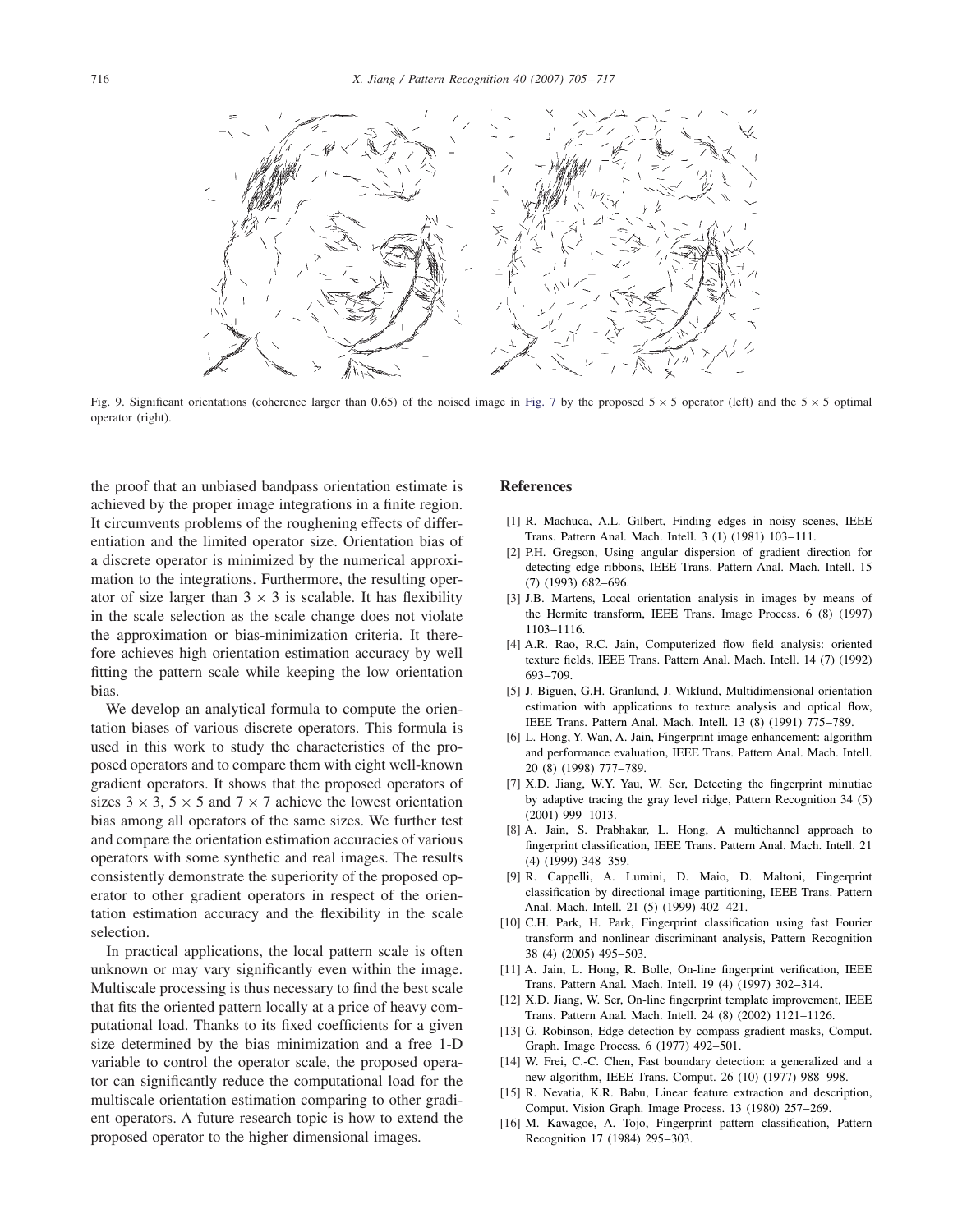Fig. 9. Significant orientations (coherence larger than 0.65) of the noised image in Fig. 7 by the proposed $5 \times 5$ operator (left) and the $5 \times 5$ optimal operator (right).

the proof that an unbiased bandpass orientation estimate is achieved by the proper image integrations in a finite region. It circumvents problems of the roughening effects of differentiation and the limited operator size. Orientation bias of a discrete operator is minimized by the numerical approximation to the integrations. Furthermore, the resulting operator of size larger than $3 \times 3$ is scalable. It has flexibility in the scale selection as the scale change does not violate the approximation or bias-minimization criteria. It therefore achieves high orientation estimation accuracy by well fitting the pattern scale while keeping the low orientation bias.

We develop an analytical formula to compute the orientation biases of various discrete operators. This formula is used in this work to study the characteristics of the proposed operators and to compare them with eight well-known gradient operators. It shows that the proposed operators of sizes $3 \times 3$, $5 \times 5$ and $7 \times 7$ achieve the lowest orientation bias among all operators of the same sizes. We further test and compare the orientation estimation accuracies of various operators with some synthetic and real images. The results consistently demonstrate the superiority of the proposed operator to other gradient operators in respect of the orientation estimation accuracy and the flexibility in the scale selection.

In practical applications, the local pattern scale is often unknown or may vary significantly even within the image. Multiscale processing is thus necessary to find the best scale that fits the oriented pattern locally at a price of heavy computational load. Thanks to its fixed coefficients for a given size determined by the bias minimization and a free 1-D variable to control the operator scale, the proposed operator can significantly reduce the computational load for the multiscale orientation estimation comparing to other gradient operators. A future research topic is how to extend the proposed operator to the higher dimensional images.

## References

[1] R. Machuca, A.L. Gilbert, Finding edges in noisy scenes, IEEE Trans. Pattern Anal. Mach. Intell. 3 (1) (1981) 103–111.

[2] P.H. Gregson, Using angular dispersion of gradient direction for detecting edge ribbons, IEEE Trans. Pattern Anal. Mach. Intell. 15 (7) (1993) 682–696.

[3] J.B. Martens, Local orientation analysis in images by means of the Hermite transform, IEEE Trans. Image Process. 6 (8) (1997) 1103–1116.

[4] A.R. Rao, R.C. Jain, Computerized flow field analysis: oriented texture fields, IEEE Trans. Pattern Anal. Mach. Intell. 14 (7) (1992) 693–709.

[5] J. Biguen, G.H. Granlund, J. Wiklund, Multidimensional orientation estimation with applications to texture analysis and optical flow, IEEE Trans. Pattern Anal. Mach. Intell. 13 (8) (1991) 775–789.

[6] L. Hong, Y. Wan, A. Jain, Fingerprint image enhancement: algorithm and performance evaluation, IEEE Trans. Pattern Anal. Mach. Intell. 20 (8) (1998) 777–789.

[7] X.D. Jiang, W.Y. Yau, W. Ser, Detecting the fingerprint minutiae by adaptive tracing the gray level ridge, Pattern Recognition 34 (5) (2001) 999–1013.

[8] A. Jain, S. Prabhakar, L. Hong, A multichannel approach to fingerprint classification, IEEE Trans. Pattern Anal. Mach. Intell. 21 (4) (1999) 348–359.

[9] R. Cappelli, A. Lumini, D. Maio, D. Maltoni, Fingerprint classification by directional image partitioning, IEEE Trans. Pattern Anal. Mach. Intell. 21 (5) (1999) 402–421.

[10] C.H. Park, H. Park, Fingerprint classification using fast Fourier transform and nonlinear discriminant analysis, Pattern Recognition 38 (4) (2005) 495–503.

[11] A. Jain, L. Hong, R. Bolle, On-line fingerprint verification, IEEE Trans. Pattern Anal. Mach. Intell. 19 (4) (1997) 302–314.

[12] X.D. Jiang, W. Ser, On-line fingerprint template improvement, IEEE Trans. Pattern Anal. Mach. Intell. 24 (8) (2002) 1121–1126.

[13] G. Robinson, Edge detection by compass gradient masks, Comput. Graph. Image Process. 6 (1977) 492–501.

[14] W. Frei, C.-C. Chen, Fast boundary detection: a generalized and a new algorithm, IEEE Trans. Comput. 26 (10) (1977) 988–998.

[15] R. Nevatia, K.R. Babu, Linear feature extraction and description, Comput. Vision Graph. Image Process. 13 (1980) 257–269.

[16] M. Kawagoe, A. Tojo, Fingerprint pattern classification, Pattern Recognition 17 (1984) 295–303.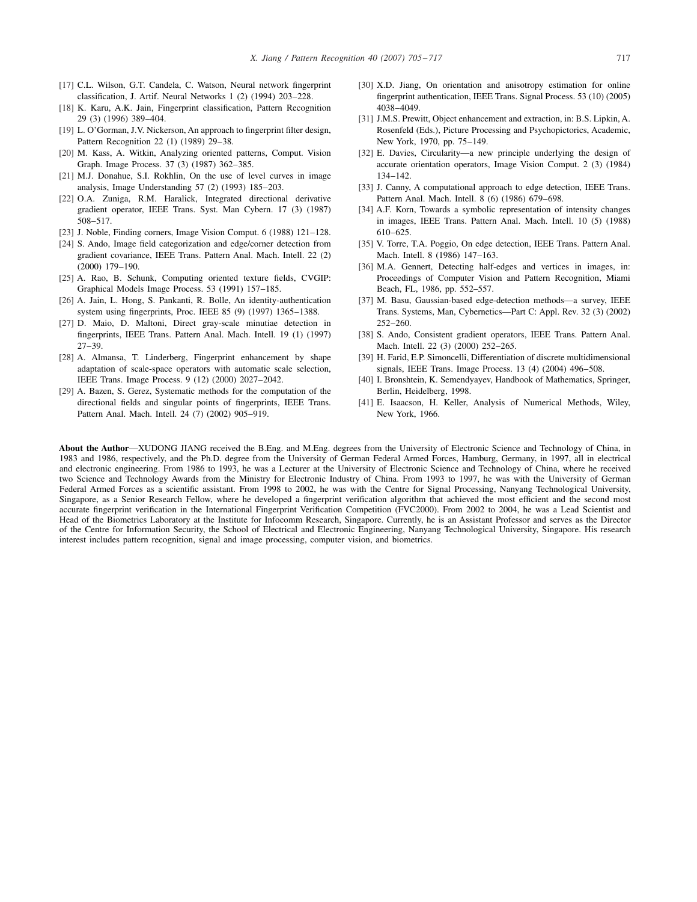[17] C.L. Wilson, G.T. Candela, C. Watson, Neural network fingerprint classification, J. Artif. Neural Networks 1 (2) (1994) 203–228.

[18] K. Karu, A.K. Jain, Fingerprint classification, Pattern Recognition 29 (3) (1996) 389–404.

[19] L. O'Gorman, J.V. Nickerson, An approach to fingerprint filter design, Pattern Recognition 22 (1) (1989) 29–38.

[20] M. Kass, A. Witkin, Analyzing oriented patterns, Comput. Vision Graph. Image Process. 37 (3) (1987) 362–385.

[21] M.J. Donahue, S.I. Rokhlin, On the use of level curves in image analysis, Image Understanding 57 (2) (1993) 185–203.

[22] O.A. Zuniga, R.M. Haralick, Integrated directional derivative gradient operator, IEEE Trans. Syst. Man Cybern. 17 (3) (1987) 508–517.

[23] J. Noble, Finding corners, Image Vision Comput. 6 (1988) 121–128.

[24] S. Ando, Image field categorization and edge/corner detection from gradient covariance, IEEE Trans. Pattern Anal. Mach. Intell. 22 (2) (2000) 179–190.

[25] A. Rao, B. Schunk, Computing oriented texture fields, CVGIP: Graphical Models Image Process. 53 (1991) 157–185.

[26] A. Jain, L. Hong, S. Pankanti, R. Bolle, An identity-authentication system using fingerprints, Proc. IEEE 85 (9) (1997) 1365–1388.

[27] D. Maio, D. Maltoni, Direct gray-scale minutiae detection in fingerprints, IEEE Trans. Pattern Anal. Mach. Intell. 19 (1) (1997) 27–39.

[28] A. Almansa, T. Linderberg, Fingerprint enhancement by shape adaptation of scale-space operators with automatic scale selection, IEEE Trans. Image Process. 9 (12) (2000) 2027–2042.

[29] A. Bazen, S. Gerez, Systematic methods for the computation of the directional fields and singular points of fingerprints, IEEE Trans. Pattern Anal. Mach. Intell. 24 (7) (2002) 905–919.

[30] X.D. Jiang, On orientation and anisotropy estimation for online fingerprint authentication, IEEE Trans. Signal Process. 53 (10) (2005) 4038–4049.

[31] J.M.S. Prewitt, Object enhancement and extraction, in: B.S. Lipkin, A. Rosenfeld (Eds.), Picture Processing and Psychopictorics, Academic, New York, 1970, pp. 75–149.

[32] E. Davies, Circularity—a new principle underlying the design of accurate orientation operators, Image Vision Comput. 2 (3) (1984) 134–142.

[33] J. Canny, A computational approach to edge detection, IEEE Trans. Pattern Anal. Mach. Intell. 8 (6) (1986) 679–698.

[34] A.F. Korn, Towards a symbolic representation of intensity changes in images, IEEE Trans. Pattern Anal. Mach. Intell. 10 (5) (1988) 610–625.

[35] V. Torre, T.A. Poggio, On edge detection, IEEE Trans. Pattern Anal. Mach. Intell. 8 (1986) 147–163.

[36] M.A. Gennert, Detecting half-edges and vertices in images, in: Proceedings of Computer Vision and Pattern Recognition, Miami Beach, FL, 1986, pp. 552–557.

[37] M. Basu, Gaussian-based edge-detection methods—a survey, IEEE Trans. Systems, Man, Cybernetics—Part C: Appl. Rev. 32 (3) (2002) 252–260.

[38] S. Ando, Consistent gradient operators, IEEE Trans. Pattern Anal. Mach. Intell. 22 (3) (2000) 252–265.

[39] H. Farid, E.P. Simoncelli, Differentiation of discrete multidimensional signals, IEEE Trans. Image Process. 13 (4) (2004) 496–508.

[40] I. Bronshtein, K. Semendyayev, Handbook of Mathematics, Springer, Berlin, Heidelberg, 1998.

[41] E. Isaacson, H. Keller, Analysis of Numerical Methods, Wiley, New York, 1966.

**About the Author**—XUDONG JIANG received the B.Eng. and M.Eng. degrees from the University of Electronic Science and Technology of China, in 1983 and 1986, respectively, and the Ph.D. degree from the University of German Federal Armed Forces, Hamburg, Germany, in 1997, all in electrical and electronic engineering. From 1986 to 1993, he was a Lecturer at the University of Electronic Science and Technology of China, where he received two Science and Technology Awards from the Ministry for Electronic Industry of China. From 1993 to 1997, he was with the University of German Federal Armed Forces as a scientific assistant. From 1998 to 2002, he was with the Centre for Signal Processing, Nanyang Technological University, Singapore, as a Senior Research Fellow, where he developed a fingerprint verification algorithm that achieved the most efficient and the second most accurate fingerprint verification in the International Fingerprint Verification Competition (FVC2000). From 2002 to 2004, he was a Lead Scientist and Head of the Biometrics Laboratory at the Institute for Infocomm Research, Singapore. Currently, he is an Assistant Professor and serves as the Director of the Centre for Information Security, the School of Electrical and Electronic Engineering, Nanyang Technological University, Singapore. His research interest includes pattern recognition, signal and image processing, computer vision, and biometrics.